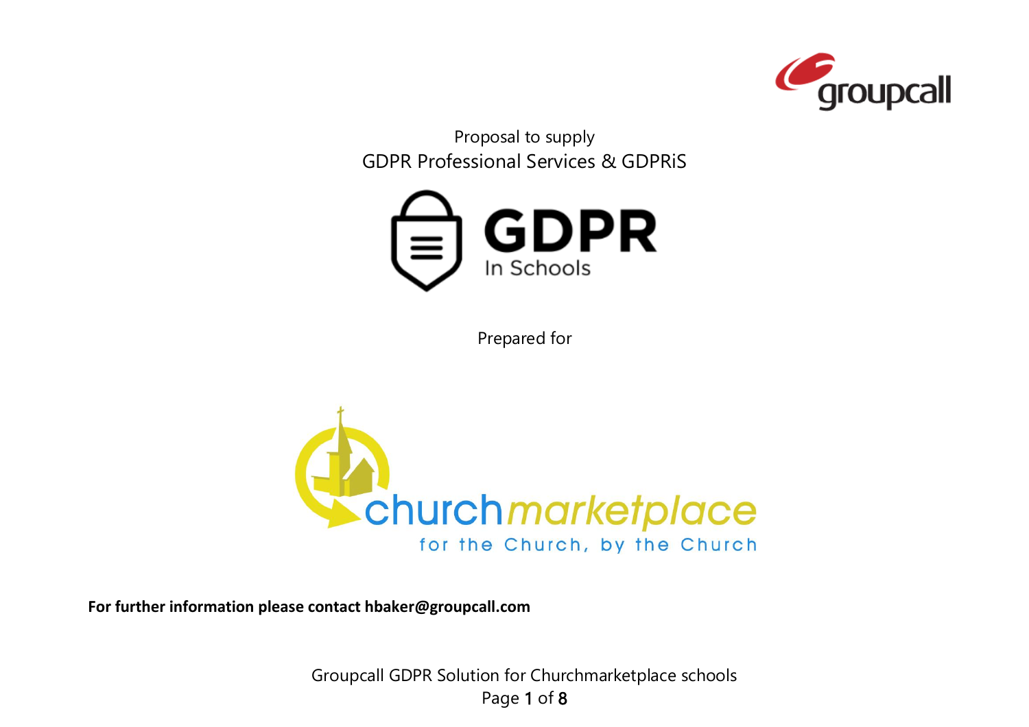Proposal to supply

GDPR Professional Services & GDPRiS

GDPR

In Schools

Prepared for

churchmarketplace

for the Church, by the Church

**For further information please contact hbaker@groupcall.com**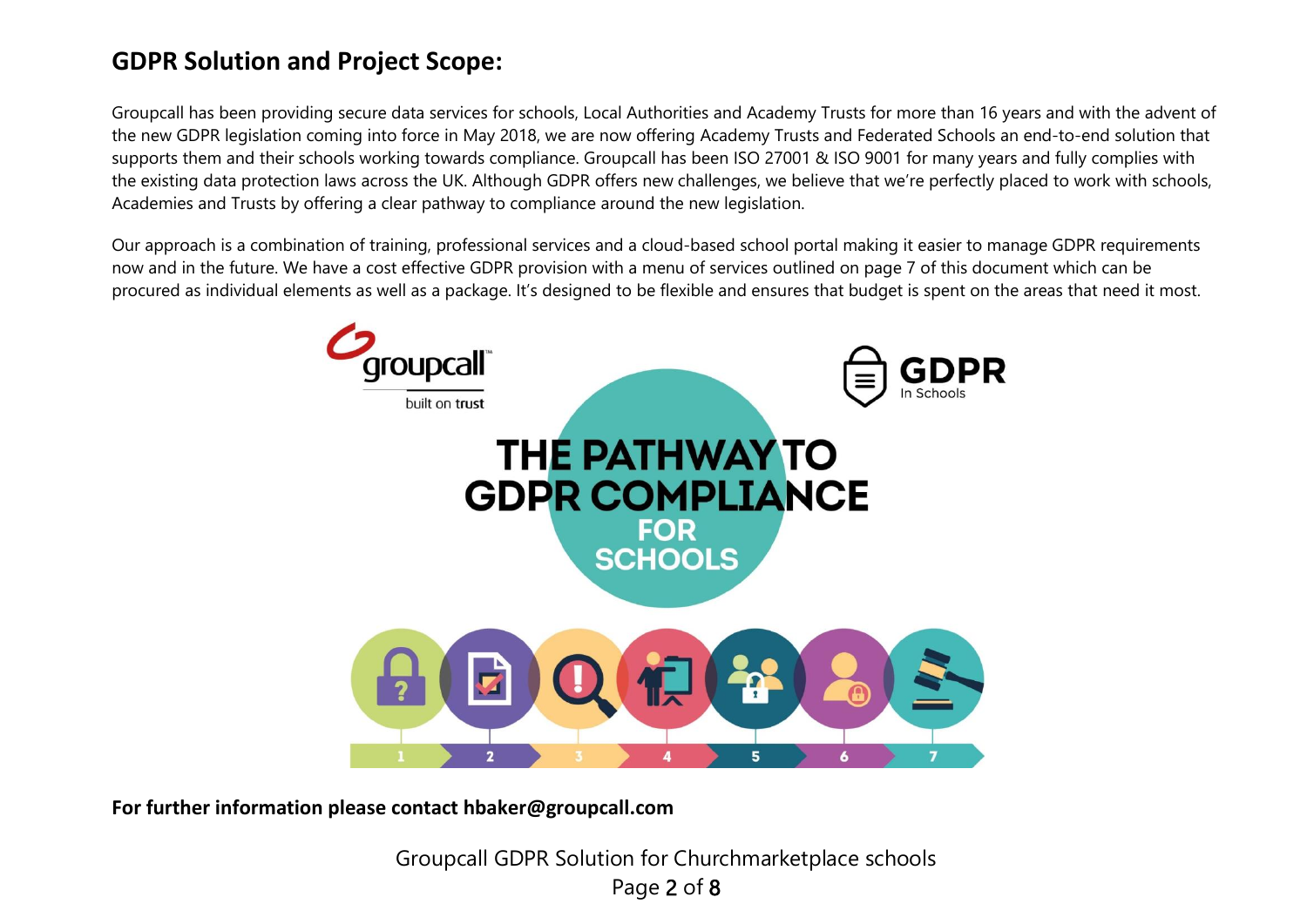## GDPR Solution and Project Scope:

Groupcall has been providing secure data services for schools, Local Authorities and Academy Trusts for more than 16 years and with the advent of the new GDPR legislation coming into force in May 2018, we are now offering Academy Trusts and Federated Schools an end-to-end solution that supports them and their schools working towards compliance. Groupcall has been ISO 27001 & ISO 9001 for many years and fully complies with the existing data protection laws across the UK. Although GDPR offers new challenges, we believe that we're perfectly placed to work with schools, Academies and Trusts by offering a clear pathway to compliance around the new legislation.

Our approach is a combination of training, professional services and a cloud-based school portal making it easier to manage GDPR requirements now and in the future. We have a cost effective GDPR provision with a menu of services outlined on page 7 of this document which can be procured as individual elements as well as a package. It's designed to be flexible and ensures that budget is spent on the areas that need it most.

groupcall built on trust

GDPR In Schools

THE PATHWAY TO GDPR COMPLIANCE FOR SCHOOLS

1 2 3 4 5 6 7

**For further information please contact hbaker@groupcall.com**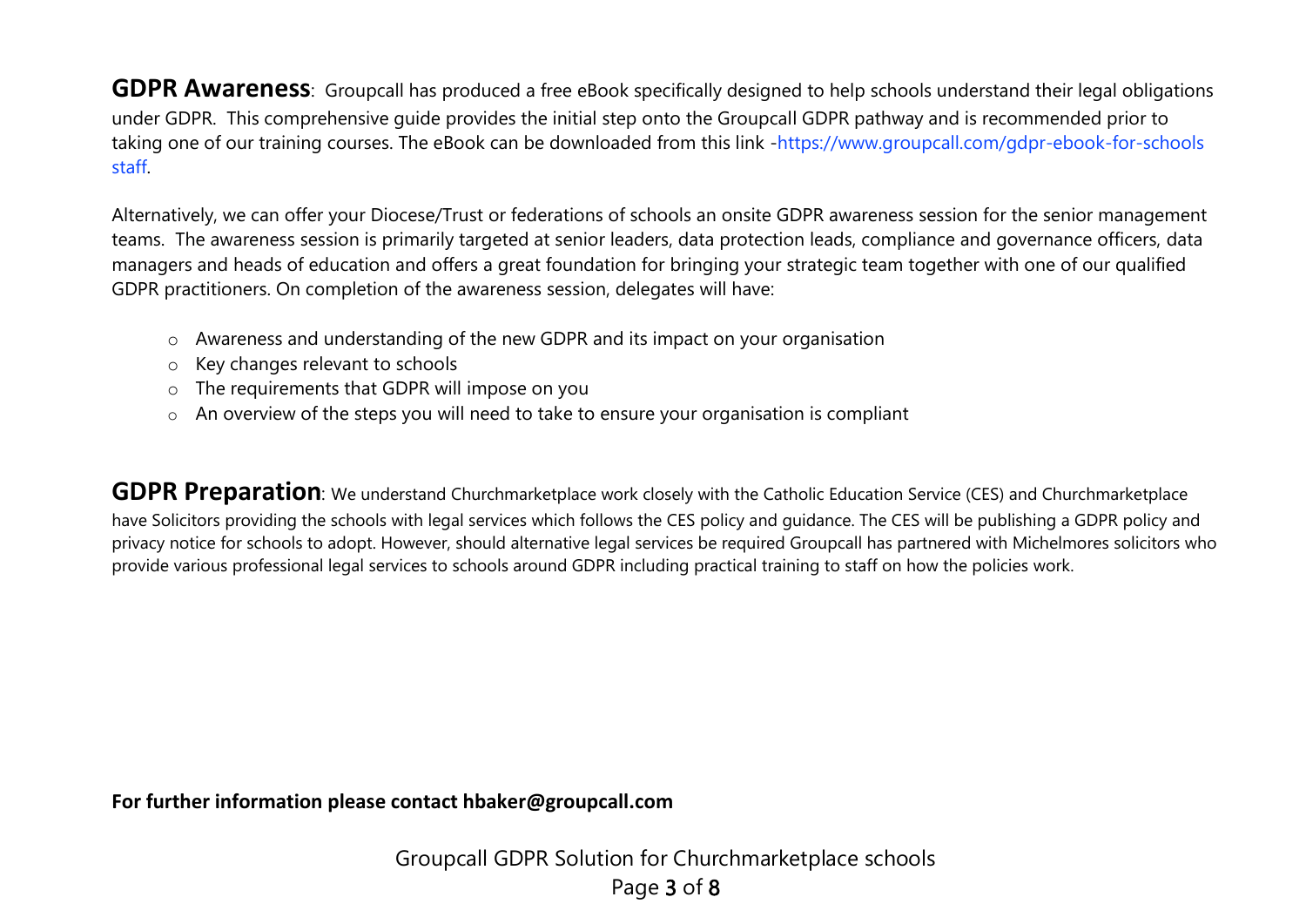**GDPR Awareness**: Groupcall has produced a free eBook specifically designed to help schools understand their legal obligations under GDPR. This comprehensive guide provides the initial step onto the Groupcall GDPR pathway and is recommended prior to taking one of our training courses. The eBook can be downloaded from this link -https://www.groupcall.com/gdpr-ebook-for-schools staff.

Alternatively, we can offer your Diocese/Trust or federations of schools an onsite GDPR awareness session for the senior management teams. The awareness session is primarily targeted at senior leaders, data protection leads, compliance and governance officers, data managers and heads of education and offers a great foundation for bringing your strategic team together with one of our qualified GDPR practitioners. On completion of the awareness session, delegates will have:

- Awareness and understanding of the new GDPR and its impact on your organisation
- Key changes relevant to schools
- The requirements that GDPR will impose on you
- An overview of the steps you will need to take to ensure your organisation is compliant

**GDPR Preparation**: We understand Churchmarketplace work closely with the Catholic Education Service (CES) and Churchmarketplace have Solicitors providing the schools with legal services which follows the CES policy and guidance. The CES will be publishing a GDPR policy and privacy notice for schools to adopt. However, should alternative legal services be required Groupcall has partnered with Michelmores solicitors who provide various professional legal services to schools around GDPR including practical training to staff on how the policies work.

**For further information please contact hbaker@groupcall.com**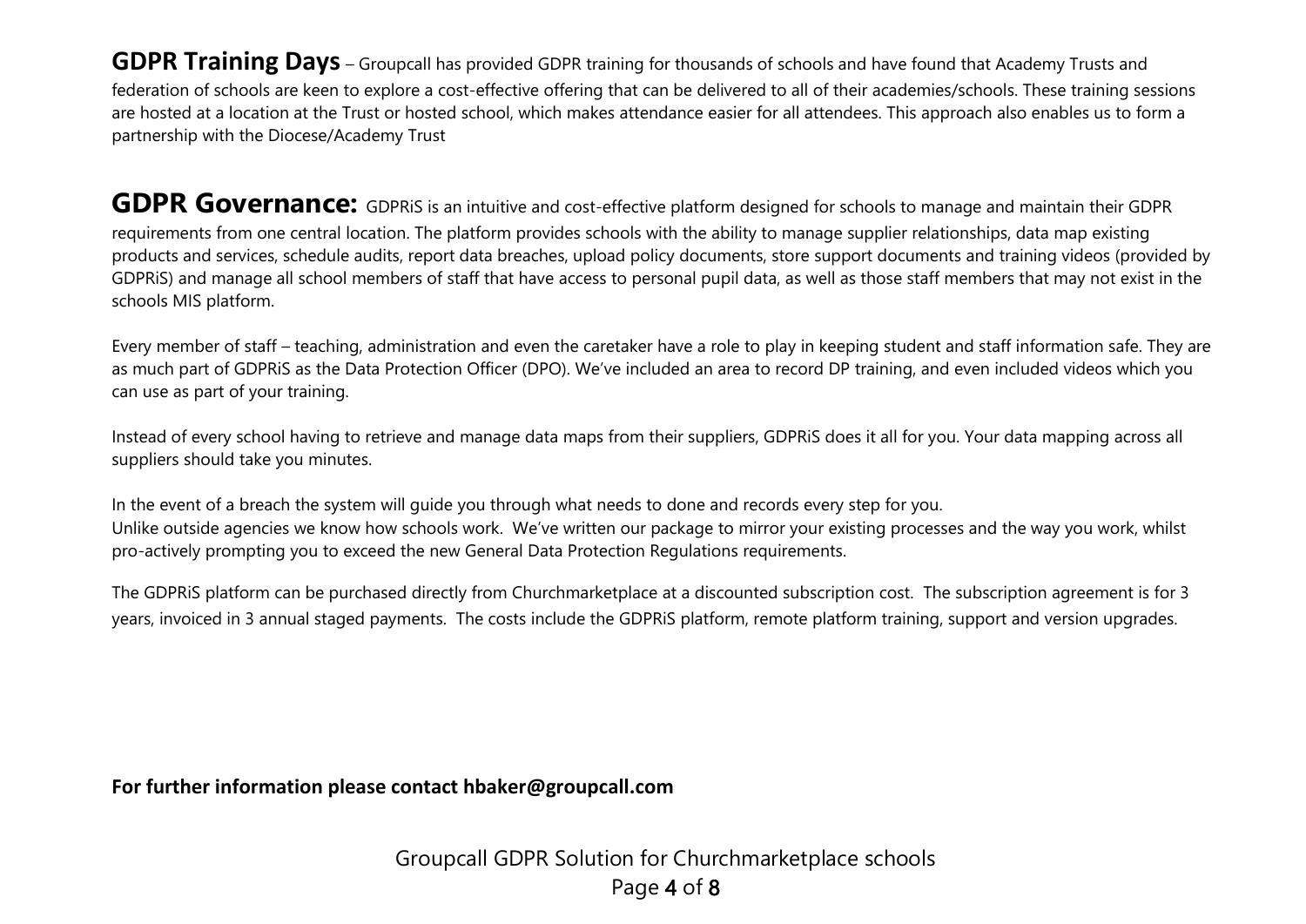**GDPR Training Days** – Groupcall has provided GDPR training for thousands of schools and have found that Academy Trusts and federation of schools are keen to explore a cost-effective offering that can be delivered to all of their academies/schools. These training sessions are hosted at a location at the Trust or hosted school, which makes attendance easier for all attendees. This approach also enables us to form a partnership with the Diocese/Academy Trust

**GDPR Governance:** GDPRiS is an intuitive and cost-effective platform designed for schools to manage and maintain their GDPR requirements from one central location. The platform provides schools with the ability to manage supplier relationships, data map existing products and services, schedule audits, report data breaches, upload policy documents, store support documents and training videos (provided by GDPRiS) and manage all school members of staff that have access to personal pupil data, as well as those staff members that may not exist in the schools MIS platform.

Every member of staff – teaching, administration and even the caretaker have a role to play in keeping student and staff information safe. They are as much part of GDPRiS as the Data Protection Officer (DPO). We've included an area to record DP training, and even included videos which you can use as part of your training.

Instead of every school having to retrieve and manage data maps from their suppliers, GDPRiS does it all for you. Your data mapping across all suppliers should take you minutes.

In the event of a breach the system will guide you through what needs to done and records every step for you.
Unlike outside agencies we know how schools work. We've written our package to mirror your existing processes and the way you work, whilst pro-actively prompting you to exceed the new General Data Protection Regulations requirements.

The GDPRiS platform can be purchased directly from Churchmarketplace at a discounted subscription cost. The subscription agreement is for 3 years, invoiced in 3 annual staged payments. The costs include the GDPRiS platform, remote platform training, support and version upgrades.

**For further information please contact hbaker@groupcall.com**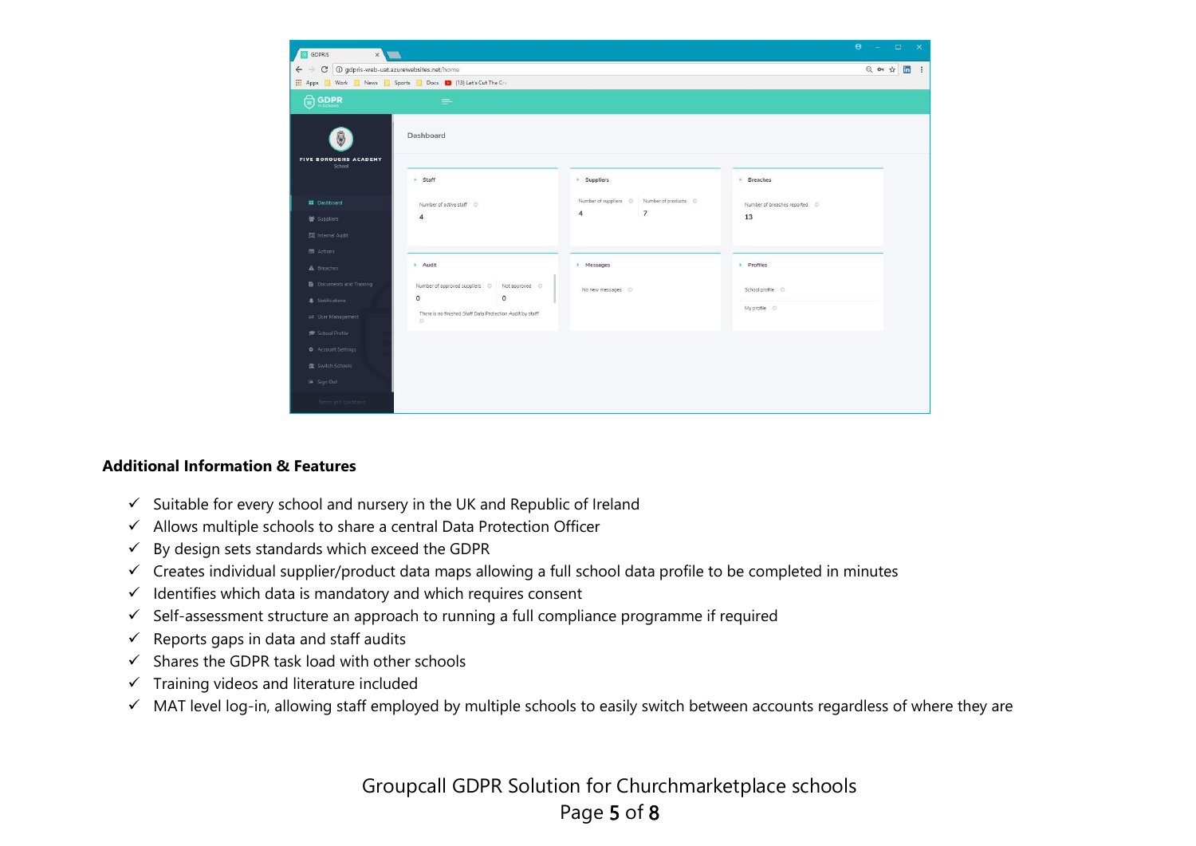## Additional Information & Features

- ✓ Suitable for every school and nursery in the UK and Republic of Ireland
- ✓ Allows multiple schools to share a central Data Protection Officer
- ✓ By design sets standards which exceed the GDPR
- ✓ Creates individual supplier/product data maps allowing a full school data profile to be completed in minutes
- ✓ Identifies which data is mandatory and which requires consent
- ✓ Self-assessment structure an approach to running a full compliance programme if required
- ✓ Reports gaps in data and staff audits
- ✓ Shares the GDPR task load with other schools
- ✓ Training videos and literature included
- ✓ MAT level log-in, allowing staff employed by multiple schools to easily switch between accounts regardless of where they are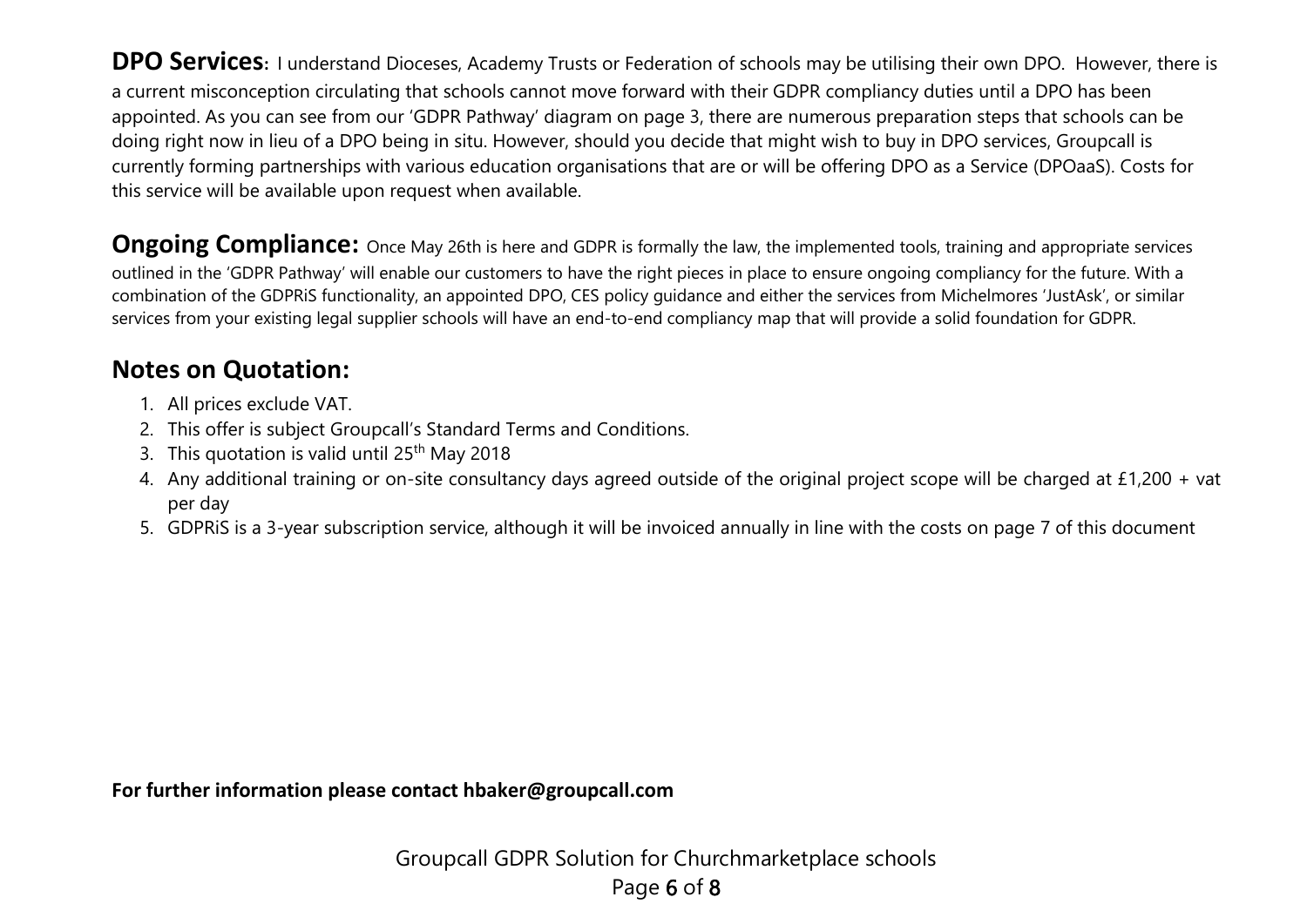**DPO Services:** I understand Dioceses, Academy Trusts or Federation of schools may be utilising their own DPO. However, there is a current misconception circulating that schools cannot move forward with their GDPR compliancy duties until a DPO has been appointed. As you can see from our 'GDPR Pathway' diagram on page 3, there are numerous preparation steps that schools can be doing right now in lieu of a DPO being in situ. However, should you decide that might wish to buy in DPO services, Groupcall is currently forming partnerships with various education organisations that are or will be offering DPO as a Service (DPOaaS). Costs for this service will be available upon request when available.

**Ongoing Compliance:** Once May 26th is here and GDPR is formally the law, the implemented tools, training and appropriate services outlined in the 'GDPR Pathway' will enable our customers to have the right pieces in place to ensure ongoing compliancy for the future. With a combination of the GDPRiS functionality, an appointed DPO, CES policy guidance and either the services from Michelmores 'JustAsk', or similar services from your existing legal supplier schools will have an end-to-end compliancy map that will provide a solid foundation for GDPR.

## Notes on Quotation:

1. All prices exclude VAT.
2. This offer is subject Groupcall's Standard Terms and Conditions.
3. This quotation is valid until 25th May 2018
4. Any additional training or on-site consultancy days agreed outside of the original project scope will be charged at £1,200 + vat per day
5. GDPRiS is a 3-year subscription service, although it will be invoiced annually in line with the costs on page 7 of this document

**For further information please contact hbaker@groupcall.com**

Groupcall GDPR Solution for Churchmarketplace schools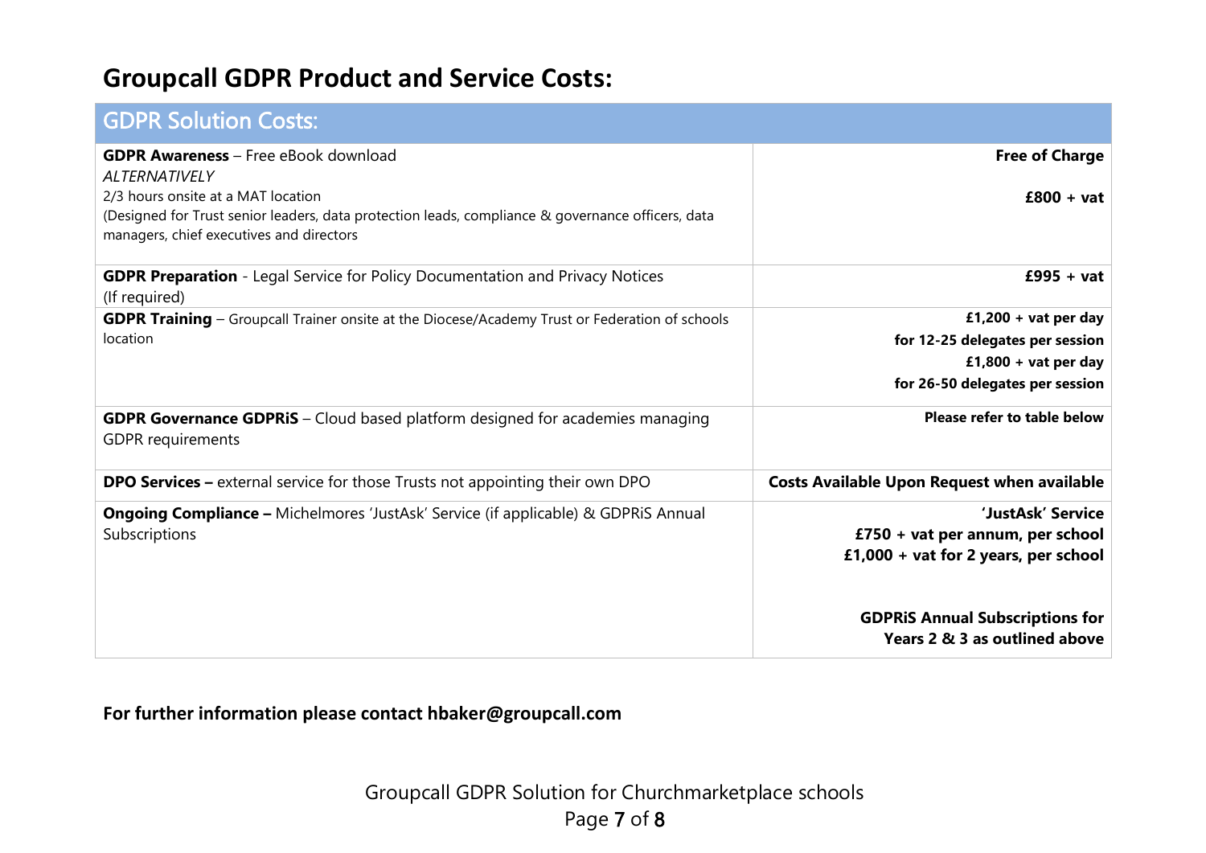# Groupcall GDPR Product and Service Costs:

| GDPR Solution Costs: | |
|---|---|
| **GDPR Awareness** – Free eBook download<br>*ALTERNATIVELY*<br>2/3 hours onsite at a MAT location<br>(Designed for Trust senior leaders, data protection leads, compliance & governance officers, data managers, chief executives and directors | **Free of Charge**<br><br>**£800 + vat** |
| **GDPR Preparation** - Legal Service for Policy Documentation and Privacy Notices (If required) | **£995 + vat** |
| **GDPR Training** – Groupcall Trainer onsite at the Diocese/Academy Trust or Federation of schools location | **£1,200 + vat per day for 12-25 delegates per session**<br>**£1,800 + vat per day for 26-50 delegates per session** |
| **GDPR Governance GDPRiS** – Cloud based platform designed for academies managing GDPR requirements | **Please refer to table below** |
| **DPO Services –** external service for those Trusts not appointing their own DPO | **Costs Available Upon Request when available** |
| **Ongoing Compliance –** Michelmores 'JustAsk' Service (if applicable) & GDPRiS Annual Subscriptions | **'JustAsk' Service**<br>**£750 + vat per annum, per school**<br>**£1,000 + vat for 2 years, per school**<br><br>**GDPRiS Annual Subscriptions for Years 2 & 3 as outlined above** |

**For further information please contact hbaker@groupcall.com**

Groupcall GDPR Solution for Churchmarketplace schools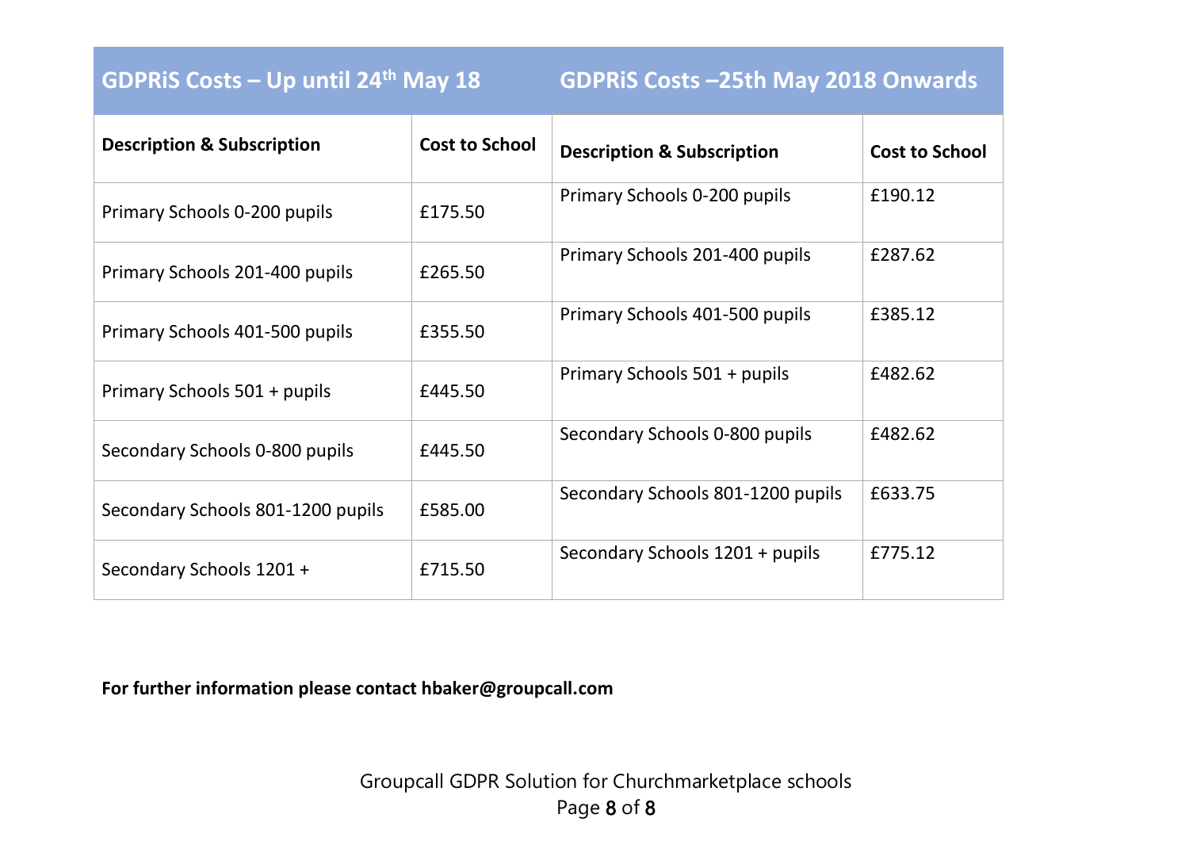| GDPRiS Costs – Up until 24th May 18 | | GDPRiS Costs –25th May 2018 Onwards | |
|---|---|---|---|
| **Description & Subscription** | **Cost to School** | **Description & Subscription** | **Cost to School** |
| Primary Schools 0-200 pupils | £175.50 | Primary Schools 0-200 pupils | £190.12 |
| Primary Schools 201-400 pupils | £265.50 | Primary Schools 201-400 pupils | £287.62 |
| Primary Schools 401-500 pupils | £355.50 | Primary Schools 401-500 pupils | £385.12 |
| Primary Schools 501 + pupils | £445.50 | Primary Schools 501 + pupils | £482.62 |
| Secondary Schools 0-800 pupils | £445.50 | Secondary Schools 0-800 pupils | £482.62 |
| Secondary Schools 801-1200 pupils | £585.00 | Secondary Schools 801-1200 pupils | £633.75 |
| Secondary Schools 1201 + | £715.50 | Secondary Schools 1201 + pupils | £775.12 |

**For further information please contact hbaker@groupcall.com**